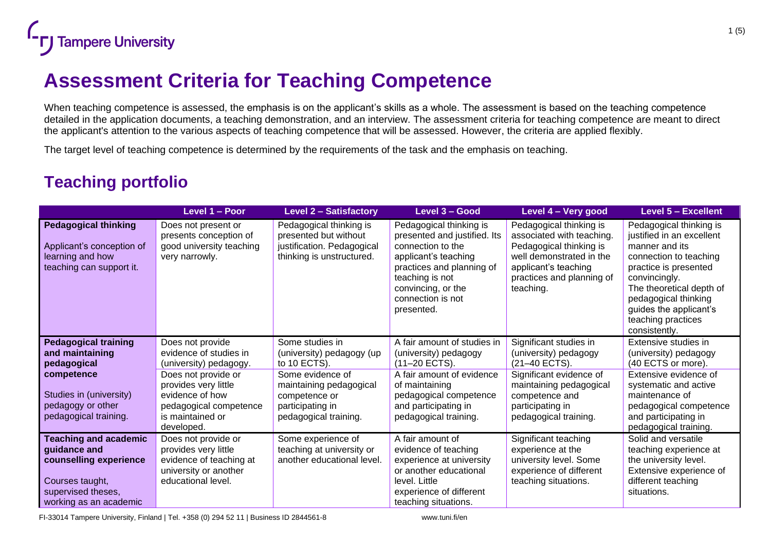# Assessment Criteria for Teaching Competence

When teaching competence is assessed, the emphasis is on the applicant's skills as a whole. The assessment is based on the teaching competence detailed in the application documents, a teaching demonstration, and an interview. The assessment criteria for teaching competence are meant to direct the applicant's attention to the various aspects of teaching competence that will be assessed. However, the criteria are applied flexibly.

The target level of teaching competence is determined by the requirements of the task and the emphasis on teaching.

## Teaching portfolio

| | Level 1 – Poor | Level 2 – Satisfactory | Level 3 – Good | Level 4 – Very good | Level 5 – Excellent |
|---|---|---|---|---|---|
| **Pedagogical thinking**<br><br>Applicant's conception of learning and how teaching can support it. | Does not present or presents conception of good university teaching very narrowly. | Pedagogical thinking is presented but without justification. Pedagogical thinking is unstructured. | Pedagogical thinking is presented and justified. Its connection to the applicant's teaching practices and planning of teaching is not convincing, or the connection is not presented. | Pedagogical thinking is associated with teaching. Pedagogical thinking is well demonstrated in the applicant's teaching practices and planning of teaching. | Pedagogical thinking is justified in an excellent manner and its connection to teaching practice is presented convincingly. The theoretical depth of pedagogical thinking guides the applicant's teaching practices consistently. |
| **Pedagogical training and maintaining pedagogical competence**<br><br>Studies in (university) pedagogy or other pedagogical training. | Does not provide evidence of studies in (university) pedagogy.<br><br>Does not provide or provides very little evidence of how pedagogical competence is maintained or developed. | Some studies in (university) pedagogy (up to 10 ECTS).<br><br>Some evidence of maintaining pedagogical competence or participating in pedagogical training. | A fair amount of studies in (university) pedagogy (11–20 ECTS).<br><br>A fair amount of evidence of maintaining pedagogical competence and participating in pedagogical training. | Significant studies in (university) pedagogy (21–40 ECTS).<br><br>Significant evidence of maintaining pedagogical competence and participating in pedagogical training. | Extensive studies in (university) pedagogy (40 ECTS or more).<br><br>Extensive evidence of systematic and active maintenance of pedagogical competence and participating in pedagogical training. |
| **Teaching and academic guidance and counselling experience**<br><br>Courses taught, supervised theses, working as an academic | Does not provide or provides very little evidence of teaching at university or another educational level. | Some experience of teaching at university or another educational level. | A fair amount of evidence of teaching experience at university or another educational level. Little experience of different teaching situations. | Significant teaching experience at the university level. Some experience of different teaching situations. | Solid and versatile teaching experience at the university level. Extensive experience of different teaching situations. |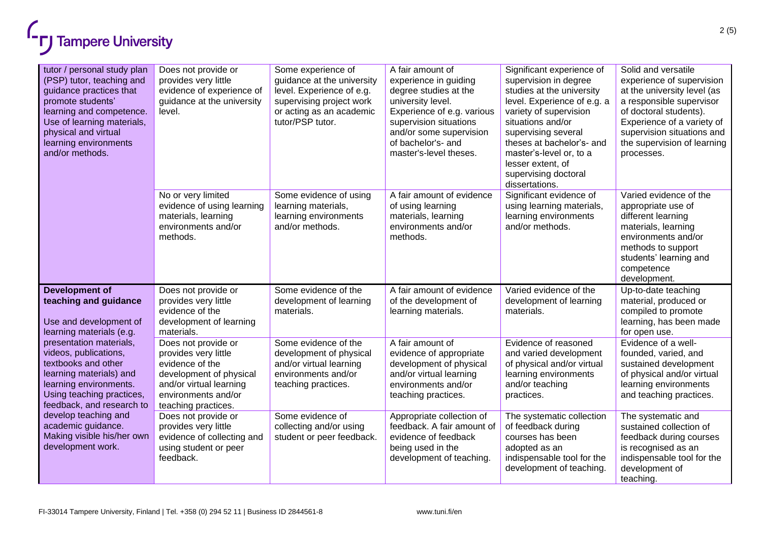| | | | | | |
|---|---|---|---|---|---|
| tutor / personal study plan (PSP) tutor, teaching and guidance practices that promote students' learning and competence. Use of learning materials, physical and virtual learning environments and/or methods. | Does not provide or provides very little evidence of experience of guidance at the university level. | Some experience of guidance at the university level. Experience of e.g. supervising project work or acting as an academic tutor/PSP tutor. | A fair amount of experience in guiding degree studies at the university level. Experience of e.g. various supervision situations and/or some supervision of bachelor's- and master's-level theses. | Significant experience of supervision in degree studies at the university level. Experience of e.g. a variety of supervision situations and/or supervising several theses at bachelor's- and master's-level or, to a lesser extent, of supervising doctoral dissertations. | Solid and versatile experience of supervision at the university level (as a responsible supervisor of doctoral students). Experience of a variety of supervision situations and the supervision of learning processes. |
| | No or very limited evidence of using learning materials, learning environments and/or methods. | Some evidence of using learning materials, learning environments and/or methods. | A fair amount of evidence of using learning materials, learning environments and/or methods. | Significant evidence of using learning materials, learning environments and/or methods. | Varied evidence of the appropriate use of different learning materials, learning environments and/or methods to support students' learning and competence development. |
| **Development of teaching and guidance**<br><br>Use and development of learning materials (e.g. presentation materials, videos, publications, textbooks and other learning materials) and learning environments. Using teaching practices, feedback, and research to develop teaching and academic guidance. Making visible his/her own development work. | Does not provide or provides very little evidence of the development of learning materials. | Some evidence of the development of learning materials. | A fair amount of evidence of the development of learning materials. | Varied evidence of the development of learning materials. | Up-to-date teaching material, produced or compiled to promote learning, has been made for open use. |
| | Does not provide or provides very little evidence of the development of physical and/or virtual learning environments and/or teaching practices. | Some evidence of the development of physical and/or virtual learning environments and/or teaching practices. | A fair amount of evidence of appropriate development of physical and/or virtual learning environments and/or teaching practices. | Evidence of reasoned and varied development of physical and/or virtual learning environments and/or teaching practices. | Evidence of a well-founded, varied, and sustained development of physical and/or virtual learning environments and teaching practices. |
| | Does not provide or provides very little evidence of collecting and using student or peer feedback. | Some evidence of collecting and/or using student or peer feedback. | Appropriate collection of feedback. A fair amount of evidence of feedback being used in the development of teaching. | The systematic collection of feedback during courses has been adopted as an indispensable tool for the development of teaching. | The systematic and sustained collection of feedback during courses is recognised as an indispensable tool for the development of teaching. |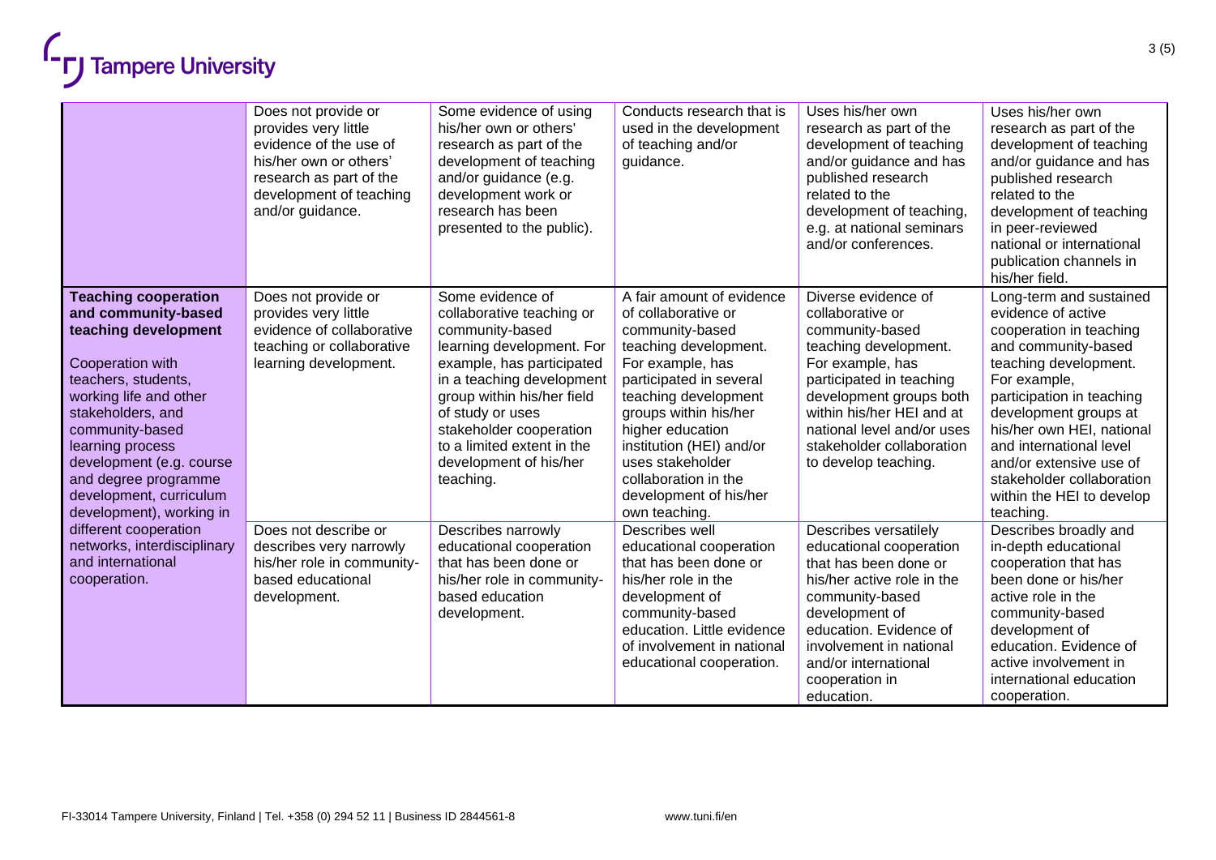| | | | | | |
|---|---|---|---|---|---|
| | Does not provide or provides very little evidence of the use of his/her own or others' research as part of the development of teaching and/or guidance. | Some evidence of using his/her own or others' research as part of the development of teaching and/or guidance (e.g. development work or research has been presented to the public). | Conducts research that is used in the development of teaching and/or guidance. | Uses his/her own research as part of the development of teaching and/or guidance and has published research related to the development of teaching, e.g. at national seminars and/or conferences. | Uses his/her own research as part of the development of teaching and/or guidance and has published research related to the development of teaching in peer-reviewed national or international publication channels in his/her field. |
| **Teaching cooperation and community-based teaching development**<br><br>Cooperation with teachers, students, working life and other stakeholders, and community-based learning process development (e.g. course and degree programme development, curriculum development), working in different cooperation networks, interdisciplinary and international cooperation. | Does not provide or provides very little evidence of collaborative teaching or collaborative learning development. | Some evidence of collaborative teaching or community-based learning development. For example, has participated in a teaching development group within his/her field of study or uses stakeholder cooperation to a limited extent in the development of his/her teaching. | A fair amount of evidence of collaborative or community-based teaching development. For example, has participated in several teaching development groups within his/her higher education institution (HEI) and/or uses stakeholder collaboration in the development of his/her own teaching. | Diverse evidence of collaborative or community-based teaching development. For example, has participated in teaching development groups both within his/her HEI and at national level and/or uses stakeholder collaboration to develop teaching. | Long-term and sustained evidence of active cooperation in teaching and community-based teaching development. For example, participation in teaching development groups at his/her own HEI, national and international level and/or extensive use of stakeholder collaboration within the HEI to develop teaching. |
| | Does not describe or describes very narrowly his/her role in community-based educational development. | Describes narrowly educational cooperation that has been done or his/her role in community-based education development. | Describes well educational cooperation that has been done or his/her role in the development of community-based education. Little evidence of involvement in national educational cooperation. | Describes versatilely educational cooperation that has been done or his/her active role in the community-based development of education. Evidence of involvement in national and/or international cooperation in education. | Describes broadly and in-depth educational cooperation that has been done or his/her active role in the community-based development of education. Evidence of active involvement in international education cooperation. |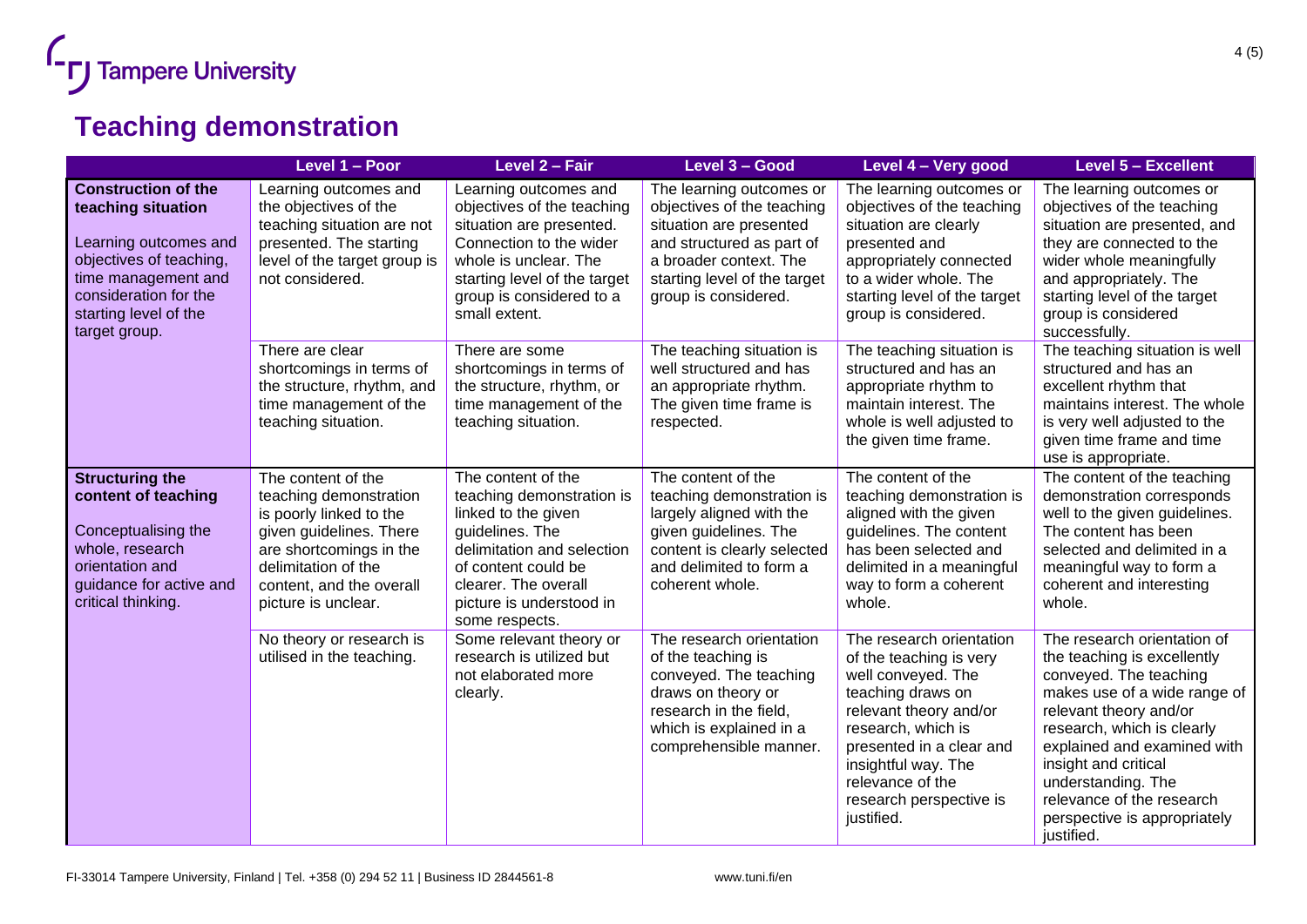## Teaching demonstration

| | Level 1 – Poor | Level 2 – Fair | Level 3 – Good | Level 4 – Very good | Level 5 – Excellent |
|---|---|---|---|---|---|
| **Construction of the teaching situation**<br><br>Learning outcomes and objectives of teaching, time management and consideration for the starting level of the target group. | Learning outcomes and the objectives of the teaching situation are not presented. The starting level of the target group is not considered. | Learning outcomes and objectives of the teaching situation are presented. Connection to the wider whole is unclear. The starting level of the target group is considered to a small extent. | The learning outcomes or objectives of the teaching situation are presented and structured as part of a broader context. The starting level of the target group is considered. | The learning outcomes or objectives of the teaching situation are clearly presented and appropriately connected to a wider whole. The starting level of the target group is considered. | The learning outcomes or objectives of the teaching situation are presented, and they are connected to the wider whole meaningfully and appropriately. The starting level of the target group is considered successfully. |
| | There are clear shortcomings in terms of the structure, rhythm, and time management of the teaching situation. | There are some shortcomings in terms of the structure, rhythm, or time management of the teaching situation. | The teaching situation is well structured and has an appropriate rhythm. The given time frame is respected. | The teaching situation is structured and has an appropriate rhythm to maintain interest. The whole is well adjusted to the given time frame. | The teaching situation is well structured and has an excellent rhythm that maintains interest. The whole is very well adjusted to the given time frame and time use is appropriate. |
| **Structuring the content of teaching**<br><br>Conceptualising the whole, research orientation and guidance for active and critical thinking. | The content of the teaching demonstration is poorly linked to the given guidelines. There are shortcomings in the delimitation of the content, and the overall picture is unclear. | The content of the teaching demonstration is linked to the given guidelines. The delimitation and selection of content could be clearer. The overall picture is understood in some respects. | The content of the teaching demonstration is largely aligned with the given guidelines. The content is clearly selected and delimited to form a coherent whole. | The content of the teaching demonstration is aligned with the given guidelines. The content has been selected and delimited in a meaningful way to form a coherent whole. | The content of the teaching demonstration corresponds well to the given guidelines. The content has been selected and delimited in a meaningful way to form a coherent and interesting whole. |
| | No theory or research is utilised in the teaching. | Some relevant theory or research is utilized but not elaborated more clearly. | The research orientation of the teaching is conveyed. The teaching draws on theory or research in the field, which is explained in a comprehensible manner. | The research orientation of the teaching is very well conveyed. The teaching draws on relevant theory and/or research, which is presented in a clear and insightful way. The relevance of the research perspective is justified. | The research orientation of the teaching is excellently conveyed. The teaching makes use of a wide range of relevant theory and/or research, which is clearly explained and examined with insight and critical understanding. The relevance of the research perspective is appropriately justified. |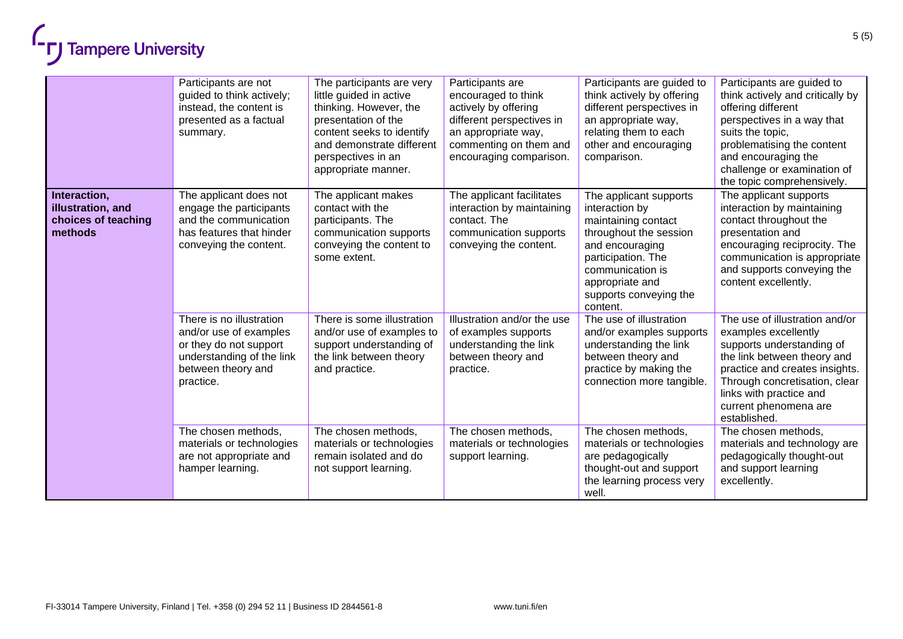| | | | | | |
|---|---|---|---|---|---|
| | Participants are not guided to think actively; instead, the content is presented as a factual summary. | The participants are very little guided in active thinking. However, the presentation of the content seeks to identify and demonstrate different perspectives in an appropriate manner. | Participants are encouraged to think actively by offering different perspectives in an appropriate way, commenting on them and encouraging comparison. | Participants are guided to think actively by offering different perspectives in an appropriate way, relating them to each other and encouraging comparison. | Participants are guided to think actively and critically by offering different perspectives in a way that suits the topic, problematising the content and encouraging the challenge or examination of the topic comprehensively. |
| **Interaction, illustration, and choices of teaching methods** | The applicant does not engage the participants and the communication has features that hinder conveying the content. | The applicant makes contact with the participants. The communication supports conveying the content to some extent. | The applicant facilitates interaction by maintaining contact. The communication supports conveying the content. | The applicant supports interaction by maintaining contact throughout the session and encouraging participation. The communication is appropriate and supports conveying the content. | The applicant supports interaction by maintaining contact throughout the presentation and encouraging reciprocity. The communication is appropriate and supports conveying the content excellently. |
| | There is no illustration and/or use of examples or they do not support understanding of the link between theory and practice. | There is some illustration and/or use of examples to support understanding of the link between theory and practice. | Illustration and/or the use of examples supports understanding the link between theory and practice. | The use of illustration and/or examples supports understanding the link between theory and practice by making the connection more tangible. | The use of illustration and/or examples excellently supports understanding of the link between theory and practice and creates insights. Through concretisation, clear links with practice and current phenomena are established. |
| | The chosen methods, materials or technologies are not appropriate and hamper learning. | The chosen methods, materials or technologies remain isolated and do not support learning. | The chosen methods, materials or technologies support learning. | The chosen methods, materials or technologies are pedagogically thought-out and support the learning process very well. | The chosen methods, materials and technology are pedagogically thought-out and support learning excellently. |